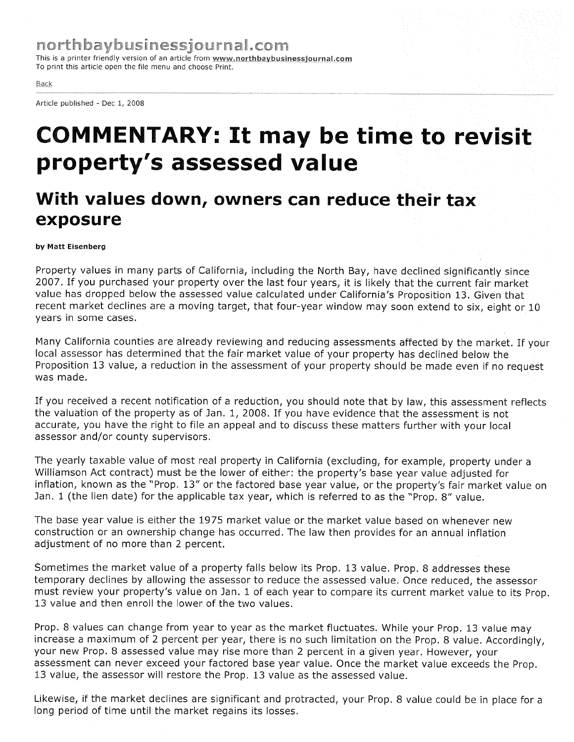northbaybusinessjournal.com

This is a printer friendly version of an article from www.northbaybusinessjournal.com
To print this article open the file menu and choose Print.

Back

Article published - Dec 1, 2008

# COMMENTARY: It may be time to revisit property's assessed value

## With values down, owners can reduce their tax exposure

**by Matt Eisenberg**

Property values in many parts of California, including the North Bay, have declined significantly since 2007. If you purchased your property over the last four years, it is likely that the current fair market value has dropped below the assessed value calculated under California's Proposition 13. Given that recent market declines are a moving target, that four-year window may soon extend to six, eight or 10 years in some cases.

Many California counties are already reviewing and reducing assessments affected by the market. If your local assessor has determined that the fair market value of your property has declined below the Proposition 13 value, a reduction in the assessment of your property should be made even if no request was made.

If you received a recent notification of a reduction, you should note that by law, this assessment reflects the valuation of the property as of Jan. 1, 2008. If you have evidence that the assessment is not accurate, you have the right to file an appeal and to discuss these matters further with your local assessor and/or county supervisors.

The yearly taxable value of most real property in California (excluding, for example, property under a Williamson Act contract) must be the lower of either: the property's base year value adjusted for inflation, known as the "Prop. 13" or the factored base year value, or the property's fair market value on Jan. 1 (the lien date) for the applicable tax year, which is referred to as the "Prop. 8" value.

The base year value is either the 1975 market value or the market value based on whenever new construction or an ownership change has occurred. The law then provides for an annual inflation adjustment of no more than 2 percent.

Sometimes the market value of a property falls below its Prop. 13 value. Prop. 8 addresses these temporary declines by allowing the assessor to reduce the assessed value. Once reduced, the assessor must review your property's value on Jan. 1 of each year to compare its current market value to its Prop. 13 value and then enroll the lower of the two values.

Prop. 8 values can change from year to year as the market fluctuates. While your Prop. 13 value may increase a maximum of 2 percent per year, there is no such limitation on the Prop. 8 value. Accordingly, your new Prop. 8 assessed value may rise more than 2 percent in a given year. However, your assessment can never exceed your factored base year value. Once the market value exceeds the Prop. 13 value, the assessor will restore the Prop. 13 value as the assessed value.

Likewise, if the market declines are significant and protracted, your Prop. 8 value could be in place for a long period of time until the market regains its losses.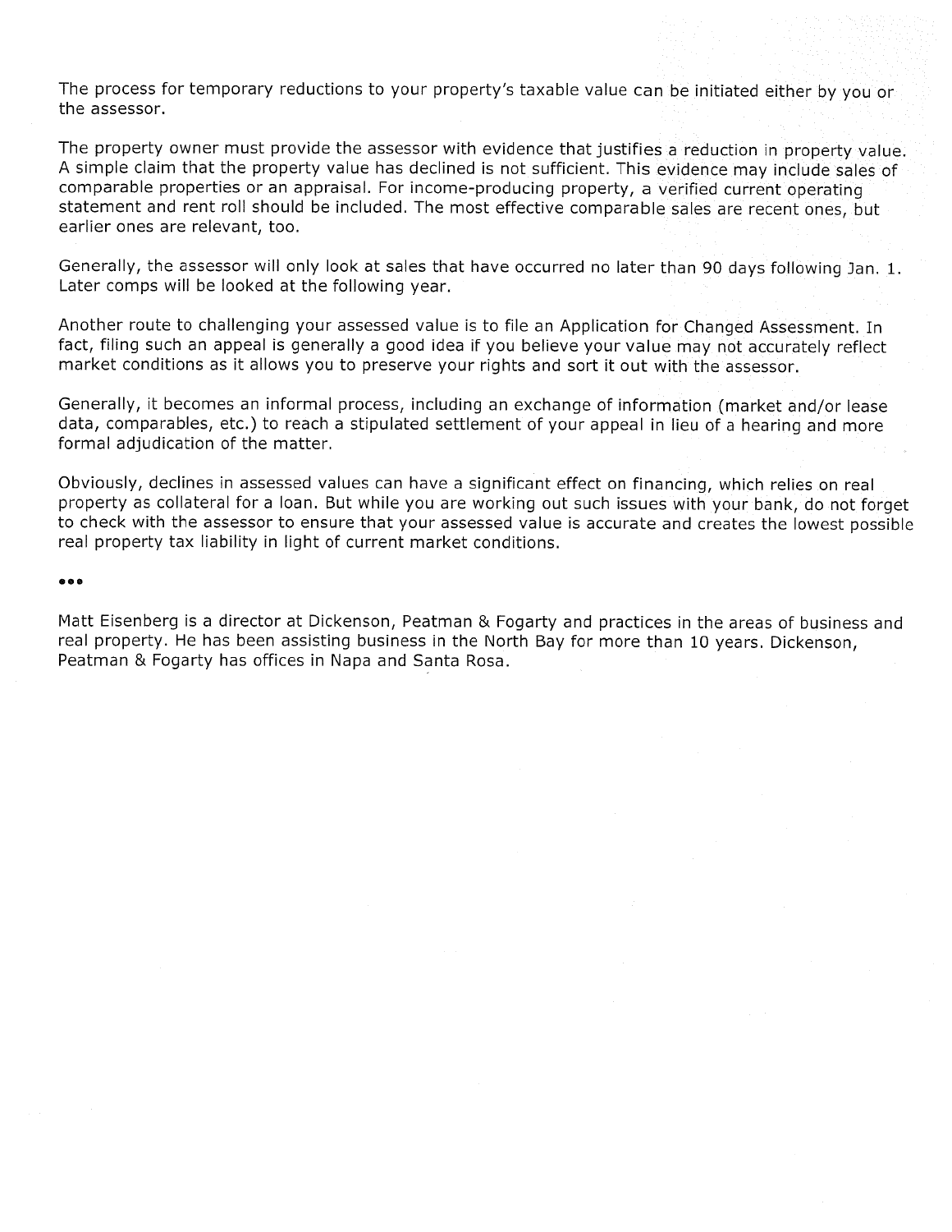The process for temporary reductions to your property's taxable value can be initiated either by you or the assessor.

The property owner must provide the assessor with evidence that justifies a reduction in property value. A simple claim that the property value has declined is not sufficient. This evidence may include sales of comparable properties or an appraisal. For income-producing property, a verified current operating statement and rent roll should be included. The most effective comparable sales are recent ones, but earlier ones are relevant, too.

Generally, the assessor will only look at sales that have occurred no later than 90 days following Jan. 1. Later comps will be looked at the following year.

Another route to challenging your assessed value is to file an Application for Changed Assessment. In fact, filing such an appeal is generally a good idea if you believe your value may not accurately reflect market conditions as it allows you to preserve your rights and sort it out with the assessor.

Generally, it becomes an informal process, including an exchange of information (market and/or lease data, comparables, etc.) to reach a stipulated settlement of your appeal in lieu of a hearing and more formal adjudication of the matter.

Obviously, declines in assessed values can have a significant effect on financing, which relies on real property as collateral for a loan. But while you are working out such issues with your bank, do not forget to check with the assessor to ensure that your assessed value is accurate and creates the lowest possible real property tax liability in light of current market conditions.

•••

Matt Eisenberg is a director at Dickenson, Peatman & Fogarty and practices in the areas of business and real property. He has been assisting business in the North Bay for more than 10 years. Dickenson, Peatman & Fogarty has offices in Napa and Santa Rosa.